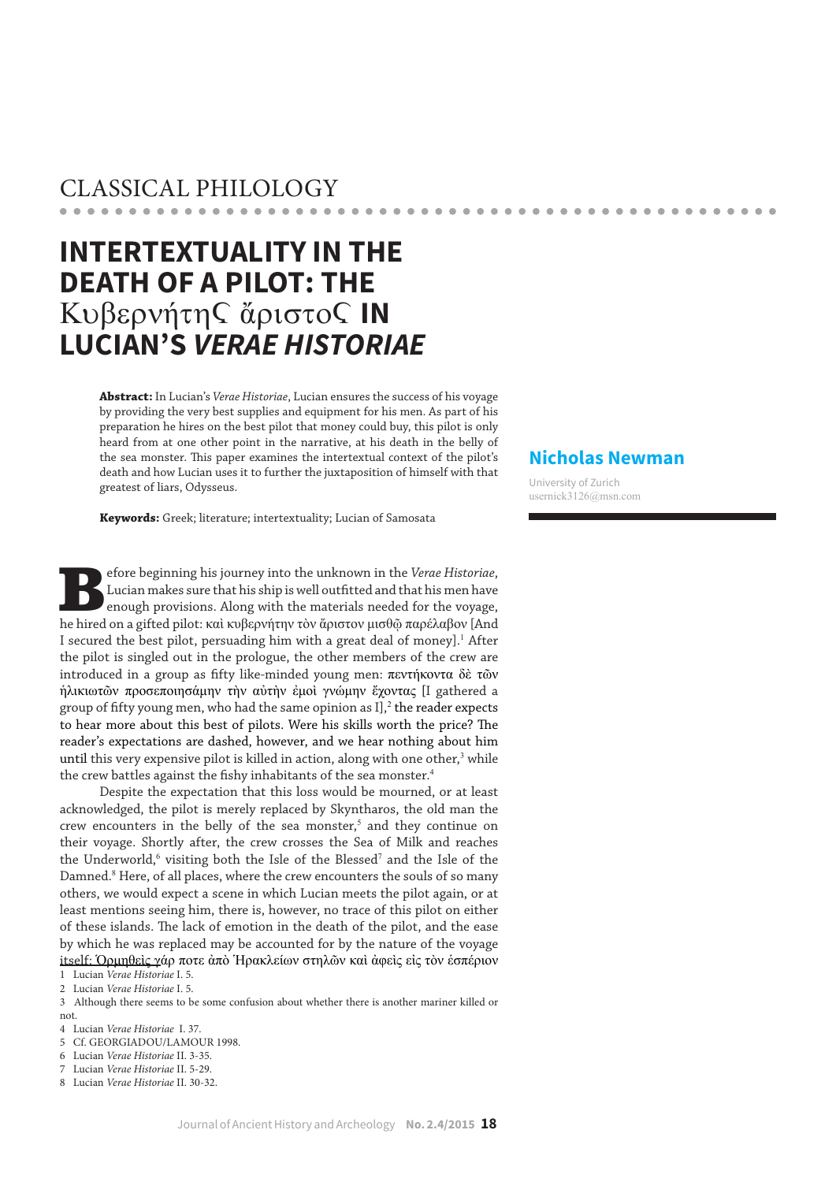CLASSICAL PHILOLOGY

# INTERTEXTUALITY IN THE DEATH OF A PILOT: THE Κυβερνήτης ἄριστος IN LUCIAN'S *VERAE HISTORIAE*

## Nicholas Newman

University of Zurich
usernick3126@msn.com

**Abstract:** In Lucian's *Verae Historiae*, Lucian ensures the success of his voyage by providing the very best supplies and equipment for his men. As part of his preparation he hires on the best pilot that money could buy, this pilot is only heard from at one other point in the narrative, at his death in the belly of the sea monster. This paper examines the intertextual context of the pilot's death and how Lucian uses it to further the juxtaposition of himself with that greatest of liars, Odysseus.

**Keywords:** Greek; literature; intertextuality; Lucian of Samosata

Before beginning his journey into the unknown in the *Verae Historiae*, Lucian makes sure that his ship is well outfitted and that his men have enough provisions. Along with the materials needed for the voyage, he hired on a gifted pilot: καὶ κυβερνήτην τὸν ἄριστον μισθῷ παρέλαβον [And I secured the best pilot, persuading him with a great deal of money].[1] After the pilot is singled out in the prologue, the other members of the crew are introduced in a group as fifty like-minded young men: πεντήκοντα δὲ τῶν ἡλικιωτῶν προσεποιησάμην τὴν αὐτὴν ἐμοὶ γνώμην ἔχοντας [I gathered a group of fifty young men, who had the same opinion as I],[2] the reader expects to hear more about this best of pilots. Were his skills worth the price? The reader's expectations are dashed, however, and we hear nothing about him until this very expensive pilot is killed in action, along with one other,[3] while the crew battles against the fishy inhabitants of the sea monster.[4]

Despite the expectation that this loss would be mourned, or at least acknowledged, the pilot is merely replaced by Skyntharos, the old man the crew encounters in the belly of the sea monster,[5] and they continue on their voyage. Shortly after, the crew crosses the Sea of Milk and reaches the Underworld,[6] visiting both the Isle of the Blessed[7] and the Isle of the Damned.[8] Here, of all places, where the crew encounters the souls of so many others, we would expect a scene in which Lucian meets the pilot again, or at least mentions seeing him, there is, however, no trace of this pilot on either of these islands. The lack of emotion in the death of the pilot, and the ease by which he was replaced may be accounted for by the nature of the voyage itself: Ὁρμηθεὶς γάρ ποτε ἀπὸ Ἡρακλείων στηλῶν καὶ ἀφεὶς εἰς τὸν ἑσπέριον

1 Lucian *Verae Historiae* I. 5.

2 Lucian *Verae Historiae* I. 5.

3 Although there seems to be some confusion about whether there is another mariner killed or not.

4 Lucian *Verae Historiae* I. 37.

5 Cf. GEORGIADOU/LAMOUR 1998.

6 Lucian *Verae Historiae* II. 3-35.

7 Lucian *Verae Historiae* II. 5-29.

8 Lucian *Verae Historiae* II. 30-32.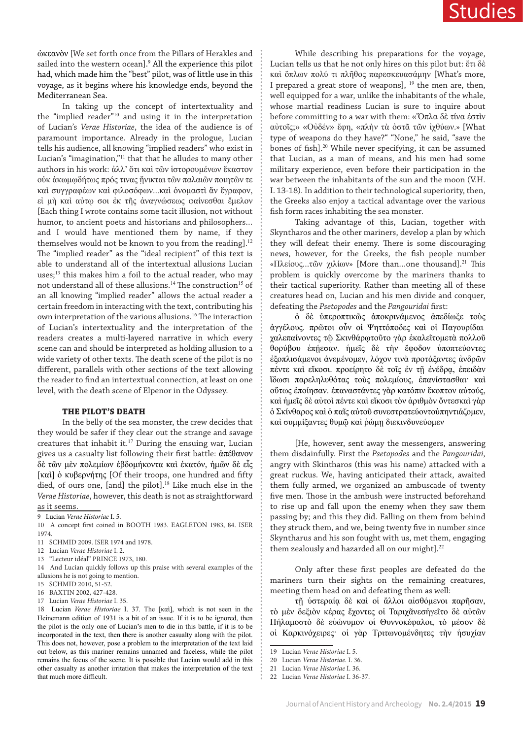ὠκεανὸν [We set forth once from the Pillars of Herakles and sailed into the western ocean].[9] All the experience this pilot had, which made him the "best" pilot, was of little use in this voyage, as it begins where his knowledge ends, beyond the Mediterranean Sea.

In taking up the concept of intertextuality and the "implied reader"[10] and using it in the interpretation of Lucian's *Verae Historiae*, the idea of the audience is of paramount importance. Already in the prologue, Lucian tells his audience, all knowing "implied readers" who exist in Lucian's "imagination,"[11] that that he alludes to many other authors in his work: ἀλλ' ὅτι καὶ τῶν ἱστορουμένων ἕκαστον οὐκ ἀκωμῳδήτως πρός τινας ᾔνικται τῶν παλαιῶν ποιητῶν τε καὶ συγγραφέων καὶ φιλοσόφων...καὶ ὀνομαστὶ ἂν ἔγραφον, εἰ μὴ καὶ αὐτῷ σοι ἐκ τῆς ἀναγνώσεως φαίνεσθαι ἔμελον [Each thing I wrote contains some tacit illusion, not without humor, to ancient poets and historians and philosophers... and I would have mentioned them by name, if they themselves would not be known to you from the reading].[12] The "implied reader" as the "ideal recipient" of this text is able to understand all of the intertextual allusions Lucian uses;[13] this makes him a foil to the actual reader, who may not understand all of these allusions.[14] The construction[15] of an all knowing "implied reader" allows the actual reader a certain freedom in interacting with the text, contributing his own interpretation of the various allusions.[16] The interaction of Lucian's intertextuality and the interpretation of the readers creates a multi-layered narrative in which every scene can and should be interpreted as holding allusion to a wide variety of other texts. The death scene of the pilot is no different, parallels with other sections of the text allowing the reader to find an intertextual connection, at least on one level, with the death scene of Elpenor in the Odyssey.

## THE PILOT'S DEATH

In the belly of the sea monster, the crew decides that they would be safer if they clear out the strange and savage creatures that inhabit it.[17] During the ensuing war, Lucian gives us a casualty list following their first battle: ἀπέθανον δὲ τῶν μὲν πολεμίων ἑβδομήκοντα καὶ ἑκατόν, ἡμῶν δὲ εἷς [καὶ] ὁ κυβερνήτης [Of their troops, one hundred and fifty died, of ours one, [and] the pilot].[18] Like much else in the *Verae Historiae*, however, this death is not as straightforward as it seems.

While describing his preparations for the voyage, Lucian tells us that he not only hires on this pilot but: ἔτι δὲ καὶ ὅπλων πολύ τι πλῆθος παρεσκευασάμην [What's more, I prepared a great store of weapons], [19] the men are, then, well equipped for a war, unlike the inhabitants of the whale, whose martial readiness Lucian is sure to inquire about before committing to a war with them: «Ὅπλα δὲ τίνα ἐστὶν αὐτοῖς;» «Οὐδέν» ἔφη, «πλὴν τὰ ὀστᾶ τῶν ἰχθύων.» [What type of weapons do they have?" "None," he said, "save the bones of fish].[20] While never specifying, it can be assumed that Lucian, as a man of means, and his men had some military experience, even before their participation in the war between the inhabitants of the sun and the moon (V.H. I. 13-18). In addition to their technological superiority, then, the Greeks also enjoy a tactical advantage over the various fish form races inhabiting the sea monster.

Taking advantage of this, Lucian, together with Skyntharos and the other mariners, develop a plan by which they will defeat their enemy. There is some discouraging news, however, for the Greeks, the fish people number «Πλείους...τῶν χιλίων» [More than...one thousand].[21] This problem is quickly overcome by the mariners thanks to their tactical superiority. Rather than meeting all of these creatures head on, Lucian and his men divide and conquer, defeating the *Psetopodes* and the *Pangouridai* first:

ὁ δὲ ὑπεροπτικῶς ἀποκρινάμενος ἀπεδίωξε τοὺς ἀγγέλους. πρῶτοι οὖν οἱ Ψηττόποδες καὶ οἱ Παγουρίδαι χαλεπαίνοντες τῷ Σκινθάρῳτοῦτο γὰρ ἐκαλεῖτομετὰ πολλοῦ θορύβου ἐπῄεσαν. ἡμεῖς δὲ τὴν ἔφοδον ὑποπτεύοντες ἐξοπλισάμενοι ἀνεμένομεν, λόχον τινὰ προτάξαντες ἀνδρῶν πέντε καὶ εἴκοσι. προείρητο δὲ τοῖς ἐν τῇ ἐνέδρᾳ, ἐπειδὰν ἴδωσι παρεληλυθότας τοὺς πολεμίους, ἐπανίστασθαι· καὶ οὕτως ἐποίησαν. ἐπαναστάντες γὰρ κατόπιν ἔκοπτον αὐτούς, καὶ ἡμεῖς δὲ αὐτοὶ πέντε καὶ εἴκοσι τὸν ἀριθμὸν ὄντεσκαὶ γὰρ ὁ Σκίνθαρος καὶ ὁ παῖς αὐτοῦ συνεστρατεύοντοὐπηντιάζομεν, καὶ συμμίξαντες θυμῷ καὶ ῥώμῃ διεκινδυνεύομεν

[He, however, sent away the messengers, answering them disdainfully. First the *Psetopodes* and the *Pangouridai*, angry with Skintharos (this was his name) attacked with a great ruckus. We, having anticipated their attack, awaited them fully armed, we organized an ambuscade of twenty five men. Those in the ambush were instructed beforehand to rise up and fall upon the enemy when they saw them passing by; and this they did. Falling on them from behind they struck them, and we, being twenty five in number since Skyntharus and his son fought with us, met them, engaging them zealously and hazarded all on our might].[22]

Only after these first peoples are defeated do the mariners turn their sights on the remaining creatures, meeting them head on and defeating them as well:

τῇ ὑστεραίᾳ δὲ καὶ οἱ ἄλλοι αἰσθόμενοι παρῆσαν, τὸ μὲν δεξιὸν κέρας ἔχοντες οἱ Ταριχᾶνεςἡγεῖτο δὲ αὐτῶν Πήλαμοστὸ δὲ εὐώνυμον οἱ Θυννοκέφαλοι, τὸ μέσον δὲ οἱ Καρκινόχειρες· οἱ γὰρ Τριτωνομένδητες τὴν ἡσυχίαν

---

9 Lucian *Verae Historiae* I. 5.

10 A concept first coined in BOOTH 1983. EAGLETON 1983, 84. ISER 1974.

11 SCHMID 2009. ISER 1974 and 1978.

12 Lucian *Verae Historiae* I. 2.

13 "Lecteur idéal" PRINCE 1973, 180.

14 And Lucian quickly follows up this praise with several examples of the allusions he is not going to mention.

15 SCHMID 2010, 51-52.

16 BAXTIN 2002, 427-428.

17 Lucian *Verae Historiae* I. 35.

18 Lucian *Verae Historiae* I. 37. The [καὶ], which is not seen in the Heinemann edition of 1931 is a bit of an issue. If it is to be ignored, then the pilot is the only one of Lucian's men to die in this battle, if it is to be incorporated in the text, then there is another casualty along with the pilot. This does not, however, pose a problem to the interpretation of the text laid out below, as this mariner remains unnamed and faceless, while the pilot remains the focus of the scene. It is possible that Lucian would add in this other casualty as another irritation that makes the interpretation of the text that much more difficult.

19 Lucian *Verae Historiae* I. 5.

20 Lucian *Verae Historiae*. I. 36.

21 Lucian *Verae Historiae* I. 36.

22 Lucian *Verae Historiae* I. 36-37.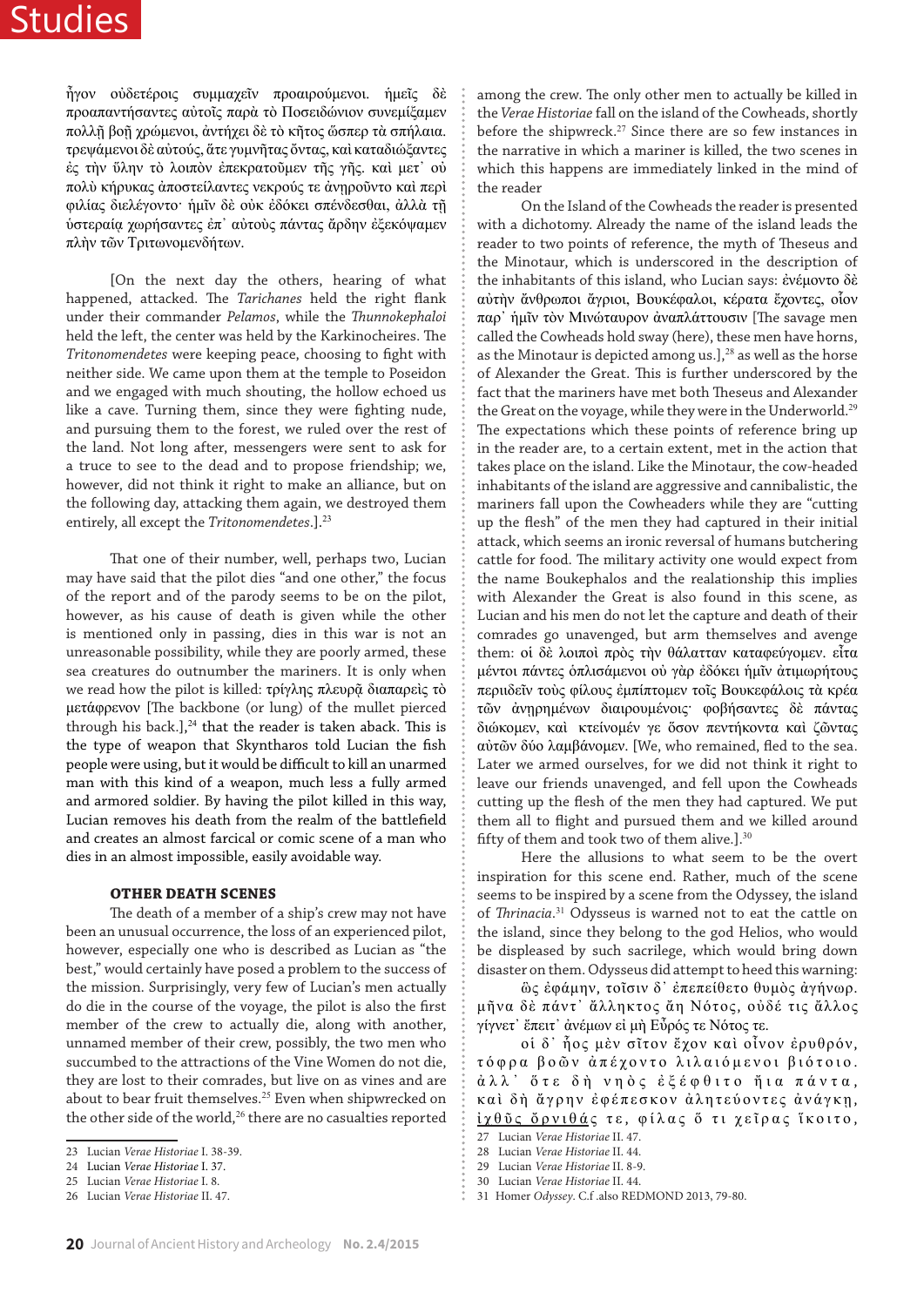ἦγον οὐδετέροις συμμαχεῖν προαιρούμενοι. ἡμεῖς δὲ προαπαντήσαντες αὐτοῖς παρὰ τὸ Ποσειδώνιον συνεμίξαμεν πολλῇ βοῇ χρώμενοι, ἀντήχει δὲ τὸ κῆτος ὥσπερ τὰ σπήλαια. τρεψάμενοι δὲ αὐτούς, ἅτε γυμνῆτας ὄντας, καὶ καταδιώξαντες ἐς τὴν ὕλην τὸ λοιπὸν ἐπεκρατοῦμεν τῆς γῆς. καὶ μετ᾽ οὐ πολὺ κήρυκας ἀποστείλαντες νεκρούς τε ἀνῃροῦντο καὶ περὶ φιλίας διελέγοντο· ἡμῖν δὲ οὐκ ἐδόκει σπένδεσθαι, ἀλλὰ τῇ ὑστεραίᾳ χωρήσαντες ἐπ᾽ αὐτοὺς πάντας ἄρδην ἐξεκόψαμεν πλὴν τῶν Τριτωνομενδήτων.

[On the next day the others, hearing of what happened, attacked. The *Tarichanes* held the right flank under their commander *Pelamos*, while the *Thunnokephaloi* held the left, the center was held by the Karkinocheires. The *Tritonomendetes* were keeping peace, choosing to fight with neither side. We came upon them at the temple to Poseidon and we engaged with much shouting, the hollow echoed us like a cave. Turning them, since they were fighting nude, and pursuing them to the forest, we ruled over the rest of the land. Not long after, messengers were sent to ask for a truce to see to the dead and to propose friendship; we, however, did not think it right to make an alliance, but on the following day, attacking them again, we destroyed them entirely, all except the *Tritonomendetes*.].[23]

That one of their number, well, perhaps two, Lucian may have said that the pilot dies "and one other," the focus of the report and of the parody seems to be on the pilot, however, as his cause of death is given while the other is mentioned only in passing, dies in this war is not an unreasonable possibility, while they are poorly armed, these sea creatures do outnumber the mariners. It is only when we read how the pilot is killed: τρίγλης πλευρᾷ διαπαρεὶς τὸ μετάφρενον [The backbone (or lung) of the mullet pierced through his back.],[24] that the reader is taken aback. This is the type of weapon that Skyntharos told Lucian the fish people were using, but it would be difficult to kill an unarmed man with this kind of a weapon, much less a fully armed and armored soldier. By having the pilot killed in this way, Lucian removes his death from the realm of the battlefield and creates an almost farcical or comic scene of a man who dies in an almost impossible, easily avoidable way.

### OTHER DEATH SCENES

The death of a member of a ship's crew may not have been an unusual occurrence, the loss of an experienced pilot, however, especially one who is described as Lucian as "the best," would certainly have posed a problem to the success of the mission. Surprisingly, very few of Lucian's men actually do die in the course of the voyage, the pilot is also the first member of the crew to actually die, along with another, unnamed member of their crew, possibly, the two men who succumbed to the attractions of the Vine Women do not die, they are lost to their comrades, but live on as vines and are about to bear fruit themselves.[25] Even when shipwrecked on the other side of the world,[26] there are no casualties reported among the crew. The only other men to actually be killed in the *Verae Historiae* fall on the island of the Cowheads, shortly before the shipwreck.[27] Since there are so few instances in the narrative in which a mariner is killed, the two scenes in which this happens are immediately linked in the mind of the reader

On the Island of the Cowheads the reader is presented with a dichotomy. Already the name of the island leads the reader to two points of reference, the myth of Theseus and the Minotaur, which is underscored in the description of the inhabitants of this island, who Lucian says: ἐνέμοντο δὲ αὐτὴν ἄνθρωποι ἄγριοι, Βουκέφαλοι, κέρατα ἔχοντες, οἷον παρ᾽ ἡμῖν τὸν Μινώταυρον ἀναπλάττουσιν [The savage men called the Cowheads hold sway (here), these men have horns, as the Minotaur is depicted among us.],[28] as well as the horse of Alexander the Great. This is further underscored by the fact that the mariners have met both Theseus and Alexander the Great on the voyage, while they were in the Underworld.[29] The expectations which these points of reference bring up in the reader are, to a certain extent, met in the action that takes place on the island. Like the Minotaur, the cow-headed inhabitants of the island are aggressive and cannibalistic, the mariners fall upon the Cowheaders while they are "cutting up the flesh" of the men they had captured in their initial attack, which seems an ironic reversal of humans butchering cattle for food. The military activity one would expect from the name Boukephalos and the realationship this implies with Alexander the Great is also found in this scene, as Lucian and his men do not let the capture and death of their comrades go unavenged, but arm themselves and avenge them: οἱ δὲ λοιποὶ πρὸς τὴν θάλατταν καταφεύγομεν. εἶτα μέντοι πάντες ὁπλισάμενοι οὐ γὰρ ἐδόκει ἡμῖν ἀτιμωρήτους περιιδεῖν τοὺς φίλους ἐμπίπτομεν τοῖς Βουκεφάλοις τὰ κρέα τῶν ἀνῃρημένων διαιρουμένοις· φοβήσαντες δὲ πάντας διώκομεν, καὶ κτείνομέν γε ὅσον πεντήκοντα καὶ ζῶντας αὐτῶν δύο λαμβάνομεν. [We, who remained, fled to the sea. Later we armed ourselves, for we did not think it right to leave our friends unavenged, and fell upon the Cowheads cutting up the flesh of the men they had captured. We put them all to flight and pursued them and we killed around fifty of them and took two of them alive.].[30]

Here the allusions to what seem to be the overt inspiration for this scene end. Rather, much of the scene seems to be inspired by a scene from the Odyssey, the island of *Thrinacia*.[31] Odysseus is warned not to eat the cattle on the island, since they belong to the god Helios, who would be displeased by such sacrilege, which would bring down disaster on them. Odysseus did attempt to heed this warning:

ὣς ἐφάμην, τοῖσιν δ᾽ ἐπεπείθετο θυμὸς ἀγήνωρ. μῆνα δὲ πάντ᾽ ἄλληκτος ἄη Νότος, οὐδέ τις ἄλλος γίγνετ᾽ ἔπειτ᾽ ἀνέμων εἰ μὴ Εὖρός τε Νότος τε.

οἱ δ᾽ ἧος μὲν σῖτον ἔχον καὶ οἶνον ἐρυθρόν, τόφρα βοῶν ἀπέχοντο λιλαιόμενοι βιότοιο. ἀλλ᾽ ὅτε δὴ νηὸς ἐξέφθιτο ἤια πάντα, καὶ δὴ ἄγρην ἐφέπεσκον ἀλητεύοντες ἀνάγκῃ, ἰχθῦς ὄρνιθάς τε, φίλας ὅ τι χεῖρας ἵκοιτο,

---

23 Lucian *Verae Historiae* I. 38-39.
24 Lucian *Verae Historiae* I. 37.
25 Lucian *Verae Historiae* I. 8.
26 Lucian *Verae Historiae* II. 47.
27 Lucian *Verae Historiae* II. 47.
28 Lucian *Verae Historiae* II. 44.
29 Lucian *Verae Historiae* II. 8-9.
30 Lucian *Verae Historiae* II. 44.
31 Homer *Odyssey*. C.f .also REDMOND 2013, 79-80.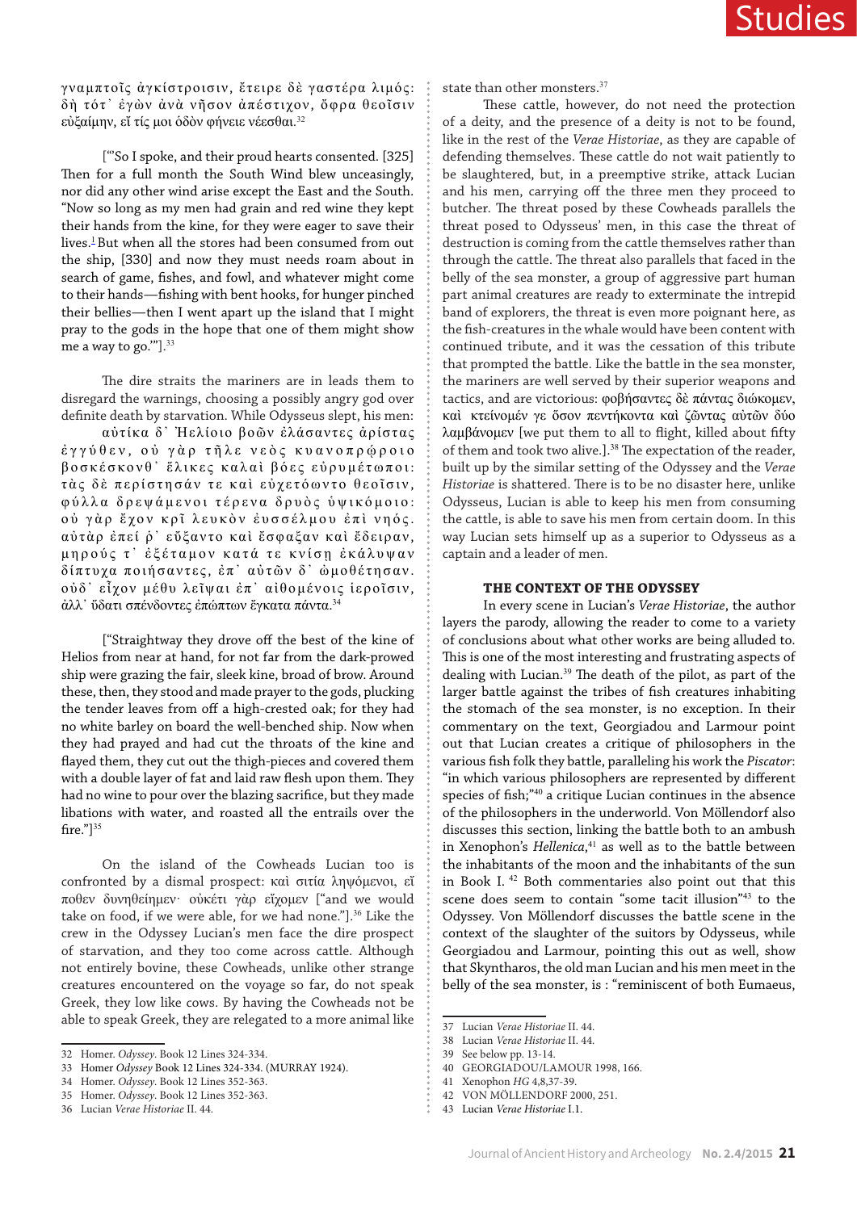γναμπτοῖς ἀγκίστροισιν, ἔτειρε δὲ γαστέρα λιμός: δὴ τότ᾽ ἐγὼν ἀνὰ νῆσον ἀπέστιχον, ὄφρα θεοῖσιν εὐξαίμην, εἴ τίς μοι ὁδὸν φήνειε νέεσθαι.[32]

["'So I spoke, and their proud hearts consented. [325] Then for a full month the South Wind blew unceasingly, nor did any other wind arise except the East and the South. "Now so long as my men had grain and red wine they kept their hands from the kine, for they were eager to save their lives.[1] But when all the stores had been consumed from out the ship, [330] and now they must needs roam about in search of game, fishes, and fowl, and whatever might come to their hands—fishing with bent hooks, for hunger pinched their bellies—then I went apart up the island that I might pray to the gods in the hope that one of them might show me a way to go.'"].[33]

The dire straits the mariners are in leads them to disregard the warnings, choosing a possibly angry god over definite death by starvation. While Odysseus slept, his men:

αὐτίκα δ᾽ Ἠελίοιο βοῶν ἐλάσαντες ἀρίστας ἐγγύθεν, οὐ γὰρ τῆλε νεὸς κυανοπρῴροιο βοσκέσκονθ᾽ ἕλικες καλαὶ βόες εὐρυμέτωποι: τὰς δὲ περίστησάν τε καὶ εὐχετόωντο θεοῖσιν, φύλλα δρεψάμενοι τέρενα δρυὸς ὑψικόμοιο: οὐ γὰρ ἔχον κρῖ λευκὸν ἐυσσέλμου ἐπὶ νηός. αὐτὰρ ἐπεί ῥ᾽ εὔξαντο καὶ ἔσφαξαν καὶ ἔδειραν, μηρούς τ᾽ ἐξέταμον κατά τε κνίσῃ ἐκάλυψαν δίπτυχα ποιήσαντες, ἐπ᾽ αὐτῶν δ᾽ ὠμοθέτησαν. οὐδ᾽ εἶχον μέθυ λεῖψαι ἐπ᾽ αἰθομένοις ἱεροῖσιν, ἀλλ᾽ ὕδατι σπένδοντες ἐπώπτων ἔγκατα πάντα.[34]

["Straightway they drove off the best of the kine of Helios from near at hand, for not far from the dark-prowed ship were grazing the fair, sleek kine, broad of brow. Around these, then, they stood and made prayer to the gods, plucking the tender leaves from off a high-crested oak; for they had no white barley on board the well-benched ship. Now when they had prayed and had cut the throats of the kine and flayed them, they cut out the thigh-pieces and covered them with a double layer of fat and laid raw flesh upon them. They had no wine to pour over the blazing sacrifice, but they made libations with water, and roasted all the entrails over the fire."][35]

On the island of the Cowheads Lucian too is confronted by a dismal prospect: καὶ σιτία ληψόμενοι, εἴ ποθεν δυνηθείημεν· οὐκέτι γὰρ εἴχομεν ["and we would take on food, if we were able, for we had none."].[36] Like the crew in the Odyssey Lucian's men face the dire prospect of starvation, and they too come across cattle. Although not entirely bovine, these Cowheads, unlike other strange creatures encountered on the voyage so far, do not speak Greek, they low like cows. By having the Cowheads not be able to speak Greek, they are relegated to a more animal like state than other monsters.[37]

These cattle, however, do not need the protection of a deity, and the presence of a deity is not to be found, like in the rest of the *Verae Historiae*, as they are capable of defending themselves. These cattle do not wait patiently to be slaughtered, but, in a preemptive strike, attack Lucian and his men, carrying off the three men they proceed to butcher. The threat posed by these Cowheads parallels the threat posed to Odysseus' men, in this case the threat of destruction is coming from the cattle themselves rather than through the cattle. The threat also parallels that faced in the belly of the sea monster, a group of aggressive part human part animal creatures are ready to exterminate the intrepid band of explorers, the threat is even more poignant here, as the fish-creatures in the whale would have been content with continued tribute, and it was the cessation of this tribute that prompted the battle. Like the battle in the sea monster, the mariners are well served by their superior weapons and tactics, and are victorious: φοβήσαντες δὲ πάντας διώκομεν, καὶ κτείνομέν γε ὅσον πεντήκοντα καὶ ζῶντας αὐτῶν δύο λαμβάνομεν [we put them to all to flight, killed about fifty of them and took two alive.].[38] The expectation of the reader, built up by the similar setting of the Odyssey and the *Verae Historiae* is shattered. There is to be no disaster here, unlike Odysseus, Lucian is able to keep his men from consuming the cattle, is able to save his men from certain doom. In this way Lucian sets himself up as a superior to Odysseus as a captain and a leader of men.

## THE CONTEXT OF THE ODYSSEY

In every scene in Lucian's *Verae Historiae*, the author layers the parody, allowing the reader to come to a variety of conclusions about what other works are being alluded to. This is one of the most interesting and frustrating aspects of dealing with Lucian.[39] The death of the pilot, as part of the larger battle against the tribes of fish creatures inhabiting the stomach of the sea monster, is no exception. In their commentary on the text, Georgiadou and Larmour point out that Lucian creates a critique of philosophers in the various fish folk they battle, paralleling his work the *Piscator*: "in which various philosophers are represented by different species of fish;"[40] a critique Lucian continues in the absence of the philosophers in the underworld. Von Möllendorf also discusses this section, linking the battle both to an ambush in Xenophon's *Hellenica*,[41] as well as to the battle between the inhabitants of the moon and the inhabitants of the sun in Book I. [42] Both commentaries also point out that this scene does seem to contain "some tacit illusion"[43] to the Odyssey. Von Möllendorf discusses the battle scene in the context of the slaughter of the suitors by Odysseus, while Georgiadou and Larmour, pointing this out as well, show that Skyntharos, the old man Lucian and his men meet in the belly of the sea monster, is : "reminiscent of both Eumaeus,

---

32 Homer. *Odyssey*. Book 12 Lines 324-334.

33 Homer *Odyssey* Book 12 Lines 324-334. (MURRAY 1924).

34 Homer. *Odyssey*. Book 12 Lines 352-363.

35 Homer. *Odyssey*. Book 12 Lines 352-363.

36 Lucian *Verae Historiae* II. 44.

37 Lucian *Verae Historiae* II. 44.

38 Lucian *Verae Historiae* II. 44.

39 See below pp. 13-14.

40 GEORGIADOU/LAMOUR 1998, 166.

41 Xenophon *HG* 4,8,37-39.

42 VON MÖLLENDORF 2000, 251.

43 Lucian *Verae Historiae* I.1.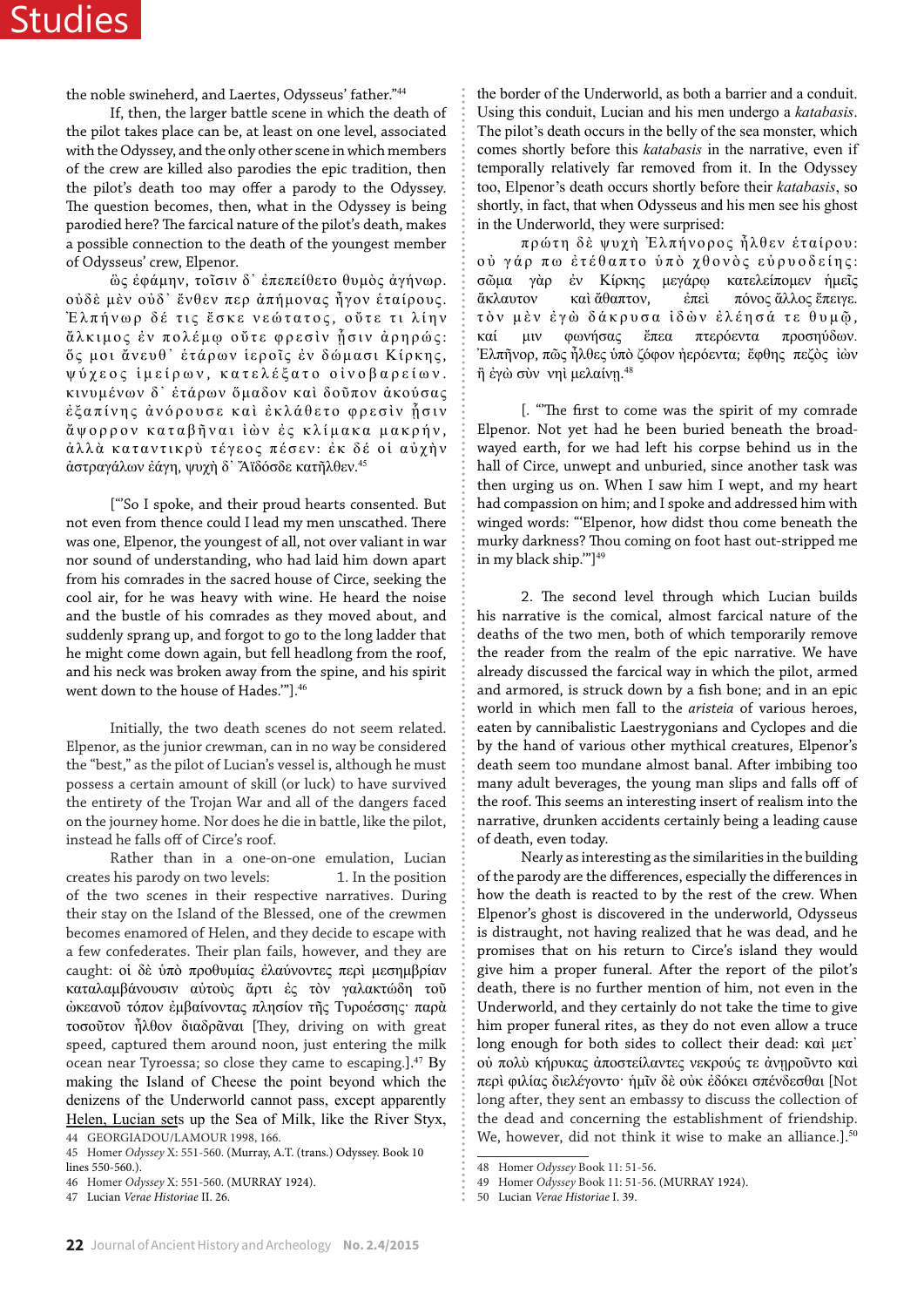the noble swineherd, and Laertes, Odysseus' father."[44]

If, then, the larger battle scene in which the death of the pilot takes place can be, at least on one level, associated with the Odyssey, and the only other scene in which members of the crew are killed also parodies the epic tradition, then the pilot's death too may offer a parody to the Odyssey. The question becomes, then, what in the Odyssey is being parodied here? The farcical nature of the pilot's death, makes a possible connection to the death of the youngest member of Odysseus' crew, Elpenor.

ὣς ἐφάμην, τοῖσιν δ᾽ ἐπεπείθετο θυμὸς ἀγήνωρ. οὐδὲ μὲν οὐδ᾽ ἔνθεν περ ἀπήμονας ἦγον ἑταίρους. Ἐλπήνωρ δέ τις ἔσκε νεώτατος, οὔτε τι λίην ἄλκιμος ἐν πολέμῳ οὔτε φρεσὶν ᾗσιν ἀρηρώς· ὅς μοι ἄνευθ᾽ ἑτάρων ἱεροῖς ἐν δώμασι Κίρκης, ψύχεος ἱμείρων, κατελέξατο οἰνοβαρείων. κινυμένων δ᾽ ἑτάρων ὅμαδον καὶ δοῦπον ἀκούσας ἐξαπίνης ἀνόρουσε καὶ ἐκλάθετο φρεσὶν ᾗσιν ἄψορρον καταβῆναι ἰὼν ἐς κλίμακα μακρήν, ἀλλὰ καταντικρὺ τέγεος πέσεν· ἐκ δέ οἱ αὐχὴν ἀστραγάλων ἐάγη, ψυχὴ δ᾽ Ἄϊδόσδε κατῆλθεν.[45]

['"So I spoke, and their proud hearts consented. But not even from thence could I lead my men unscathed. There was one, Elpenor, the youngest of all, not over valiant in war nor sound of understanding, who had laid him down apart from his comrades in the sacred house of Circe, seeking the cool air, for he was heavy with wine. He heard the noise and the bustle of his comrades as they moved about, and suddenly sprang up, and forgot to go to the long ladder that he might come down again, but fell headlong from the roof, and his neck was broken away from the spine, and his spirit went down to the house of Hades.'"].[46]

Initially, the two death scenes do not seem related. Elpenor, as the junior crewman, can in no way be considered the "best," as the pilot of Lucian's vessel is, although he must possess a certain amount of skill (or luck) to have survived the entirety of the Trojan War and all of the dangers faced on the journey home. Nor does he die in battle, like the pilot, instead he falls off of Circe's roof.

Rather than in a one-on-one emulation, Lucian creates his parody on two levels: 1. In the position of the two scenes in their respective narratives. During their stay on the Island of the Blessed, one of the crewmen becomes enamored of Helen, and they decide to escape with a few confederates. Their plan fails, however, and they are caught: οἱ δὲ ὑπὸ προθυμίας ἐλαύνοντες περὶ μεσημβρίαν καταλαμβάνουσιν αὐτοὺς ἄρτι ἐς τὸν γαλακτώδη τοῦ ὠκεανοῦ τόπον ἐμβαίνοντας πλησίον τῆς Τυροέσσης· παρὰ τοσοῦτον ἦλθον διαδρᾶναι [They, driving on with great speed, captured them around noon, just entering the milk ocean near Tyroessa; so close they came to escaping.].[47] By making the Island of Cheese the point beyond which the denizens of the Underworld cannot pass, except apparently Helen, Lucian sets up the Sea of Milk, like the River Styx, the border of the Underworld, as both a barrier and a conduit. Using this conduit, Lucian and his men undergo a *katabasis*. The pilot's death occurs in the belly of the sea monster, which comes shortly before this *katabasis* in the narrative, even if temporally relatively far removed from it. In the Odyssey too, Elpenor's death occurs shortly before their *katabasis*, so shortly, in fact, that when Odysseus and his men see his ghost in the Underworld, they were surprised:

πρώτη δὲ ψυχὴ Ἐλπήνορος ἦλθεν ἑταίρου· οὐ γάρ πω ἐτέθαπτο ὑπὸ χθονὸς εὐρυοδείης· σῶμα γὰρ ἐν Κίρκης μεγάρῳ κατελείπομεν ἡμεῖς ἄκλαυτον καὶ ἄθαπτον, ἐπεὶ πόνος ἄλλος ἔπειγε. τὸν μὲν ἐγὼ δάκρυσα ἰδὼν ἐλέησά τε θυμῷ, καί μιν φωνήσας ἔπεα πτερόεντα προσηύδων. Ἐλπῆνορ, πῶς ἦλθες ὑπὸ ζόφον ἠερόεντα; ἔφθης πεζὸς ἰὼν ἢ ἐγὼ σὺν νηὶ μελαίνῃ.[48]

[. "'The first to come was the spirit of my comrade Elpenor. Not yet had he been buried beneath the broad-wayed earth, for we had left his corpse behind us in the hall of Circe, unwept and unburied, since another task was then urging us on. When I saw him I wept, and my heart had compassion on him; and I spoke and addressed him with winged words: "Elpenor, how didst thou come beneath the murky darkness? Thou coming on foot hast out-stripped me in my black ship."']'[49]

2. The second level through which Lucian builds his narrative is the comical, almost farcical nature of the deaths of the two men, both of which temporarily remove the reader from the realm of the epic narrative. We have already discussed the farcical way in which the pilot, armed and armored, is struck down by a fish bone; and in an epic world in which men fall to the *aristeia* of various heroes, eaten by cannibalistic Laestrygonians and Cyclopes and die by the hand of various other mythical creatures, Elpenor's death seem too mundane almost banal. After imbibing too many adult beverages, the young man slips and falls off of the roof. This seems an interesting insert of realism into the narrative, drunken accidents certainly being a leading cause of death, even today.

Nearly as interesting as the similarities in the building of the parody are the differences, especially the differences in how the death is reacted to by the rest of the crew. When Elpenor's ghost is discovered in the underworld, Odysseus is distraught, not having realized that he was dead, and he promises that on his return to Circe's island they would give him a proper funeral. After the report of the pilot's death, there is no further mention of him, not even in the Underworld, and they certainly do not take the time to give him proper funeral rites, as they do not even allow a truce long enough for both sides to collect their dead: καὶ μετ᾽ οὐ πολὺ κήρυκας ἀποστείλαντες νεκρούς τε ἀνῃροῦντο καὶ περὶ φιλίας διελέγοντο· ἡμῖν δὲ οὐκ ἐδόκει σπένδεσθαι [Not long after, they sent an embassy to discuss the collection of the dead and concerning the establishment of friendship. We, however, did not think it wise to make an alliance.].[50]

---

44 GEORGIADOU/LAMOUR 1998, 166.

45 Homer *Odyssey* X: 551-560. (Murray, A.T. (trans.) Odyssey. Book 10 lines 550-560.).

46 Homer *Odyssey* X: 551-560. (MURRAY 1924).

47 Lucian *Verae Historiae* II. 26.

48 Homer *Odyssey* Book 11: 51-56.

49 Homer *Odyssey* Book 11: 51-56. (MURRAY 1924).

50 Lucian *Verae Historiae* I. 39.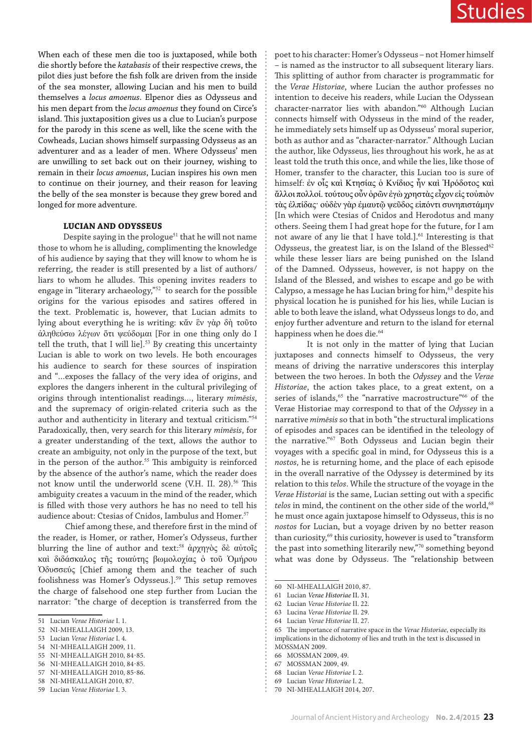When each of these men die too is juxtaposed, while both die shortly before the *katabasis* of their respective crews, the pilot dies just before the fish folk are driven from the inside of the sea monster, allowing Lucian and his men to build themselves a *locus amoenus*. Elpenor dies as Odysseus and his men depart from the *locus amoenus* they found on Circe's island. This juxtaposition gives us a clue to Lucian's purpose for the parody in this scene as well, like the scene with the Cowheads, Lucian shows himself surpassing Odysseus as an adventurer and as a leader of men. Where Odysseus' men are unwilling to set back out on their journey, wishing to remain in their *locus amoenus*, Lucian inspires his own men to continue on their journey, and their reason for leaving the belly of the sea monster is because they grew bored and longed for more adventure.

### LUCIAN AND ODYSSEUS

Despite saying in the prologue[51] that he will not name those to whom he is alluding, complimenting the knowledge of his audience by saying that they will know to whom he is referring, the reader is still presented by a list of authors/liars to whom he alludes. This opening invites readers to engage in "literary archaeology,"[52] to search for the possible origins for the various episodes and satires offered in the text. Problematic is, however, that Lucian admits to lying about everything he is writing: κἂν ἓν γὰρ δὴ τοῦτο ἀληθεύσω λέγων ὅτι ψεύδομαι [For in one thing only do I tell the truth, that I will lie].[53] By creating this uncertainty Lucian is able to work on two levels. He both encourages his audience to search for these sources of inspiration and "...exposes the fallacy of the very idea of origins, and explores the dangers inherent in the cultural privileging of origins through intentionalist readings..., literary *mimēsis*, and the supremacy of origin-related criteria such as the author and authenticity in literary and textual criticism."[54] Paradoxically, then, very search for this literary *mimēsis*, for a greater understanding of the text, allows the author to create an ambiguity, not only in the purpose of the text, but in the person of the author.[55] This ambiguity is reinforced by the absence of the author's name, which the reader does not know until the underworld scene (V.H. II. 28).[56] This ambiguity creates a vacuum in the mind of the reader, which is filled with those very authors he has no need to tell his audience about: Ctesias of Cnidos, Iambulus and Homer.[57]

Chief among these, and therefore first in the mind of the reader, is Homer, or rather, Homer's Odysseus, further blurring the line of author and text:[58] ἀρχηγὸς δὲ αὐτοῖς καὶ διδάσκαλος τῆς τοιαύτης βωμολοχίας ὁ τοῦ Ὁμήρου Ὀδυσσεύς [Chief among them and the teacher of such foolishness was Homer's Odysseus.].[59] This setup removes the charge of falsehood one step further from Lucian the narrator: "the charge of deception is transferred from the poet to his character: Homer's Odysseus – not Homer himself – is named as the instructor to all subsequent literary liars. This splitting of author from character is programmatic for the *Verae Historiae*, where Lucian the author professes no intention to deceive his readers, while Lucian the Odyssean character-narrator lies with abandon."[60] Although Lucian connects himself with Odysseus in the mind of the reader, he immediately sets himself up as Odysseus' moral superior, both as author and as "character-narrator." Although Lucian the author, like Odysseus, lies throughout his work, he as at least told the truth this once, and while the lies, like those of Homer, transfer to the character, this Lucian too is sure of himself: ἐν οἷς καὶ Κτησίας ὁ Κνίδιος ἦν καὶ Ἡρόδοτος καὶ ἄλλοι πολλοί. τούτους οὖν ὁρῶν ἐγὼ χρηστὰς εἶχον εἰς τοὐπιὸν τὰς ἐλπίδας· οὐδὲν γὰρ ἐμαυτῷ ψεῦδος εἰπόντι συνηπιστάμην [In which were Ctesias of Cnidos and Herodotus and many others. Seeing them I had great hope for the future, for I am not aware of any lie that I have told.].[61] Interesting is that Odysseus, the greatest liar, is on the Island of the Blessed[62] while these lesser liars are being punished on the Island of the Damned. Odysseus, however, is not happy on the Island of the Blessed, and wishes to escape and go be with Calypso, a message he has Lucian bring for him,[63] despite his physical location he is punished for his lies, while Lucian is able to both leave the island, what Odysseus longs to do, and enjoy further adventure and return to the island for eternal happiness when he does die.[64]

It is not only in the matter of lying that Lucian juxtaposes and connects himself to Odysseus, the very means of driving the narrative underscores this interplay between the two heroes. In both the *Odyssey* and the *Verae Historiae*, the action takes place, to a great extent, on a series of islands,[65] the "narrative macrostructure"[66] of the Verae Historiae may correspond to that of the *Odyssey* in a narrative *mimēsis* so that in both "the structural implications of episodes and spaces can be identified in the teleology of the narrative."[67] Both Odysseus and Lucian begin their voyages with a specific goal in mind, for Odysseus this is a *nostos,* he is returning home, and the place of each episode in the overall narrative of the Odyssey is determined by its relation to this *telos*. While the structure of the voyage in the *Verae Historiai* is the same, Lucian setting out with a specific *telos* in mind, the continent on the other side of the world,[68] he must once again juxtapose himself to Odysseus, this is no *nostos* for Lucian, but a voyage driven by no better reason than curiosity,[69] this curiosity, however is used to "transform the past into something literarily new,"[70] something beyond what was done by Odysseus. The "relationship between

---

51 Lucian *Verae Historiae* I. 1.
52 NI-MHEALLAIGH 2009, 13.
53 Lucian *Verae Historiae* I. 4.
54 NI-MHEALLAIGH 2009, 11.
55 NI-MHEALLAIGH 2010, 84-85.
56 NI-MHEALLAIGH 2010, 84-85.
57 NI-MHEALLAIGH 2010, 85-86.
58 NI-MHEALLAIGH 2010, 87.
59 Lucian *Verae Historiae* I. 3.
60 NI-MHEALLAIGH 2010, 87.
61 Lucian *Verae Historiae* II. 31.
62 Lucian *Verae Historiae* II. 22.
63 Lucina *Verae Historiae* II. 29.
64 Lucian *Verae Historiae* II. 27.
65 The importance of narrative space in the *Verae Historiae*, especially its implications in the dichotomy of lies and truth in the text is discussed in MOSSMAN 2009.
66 MOSSMAN 2009, 49.
67 MOSSMAN 2009, 49.
68 Lucian *Verae Historiae* I. 2.
69 Lucian *Verae Historiae* I. 2.
70 NI-MHEALLAIGH 2014, 207.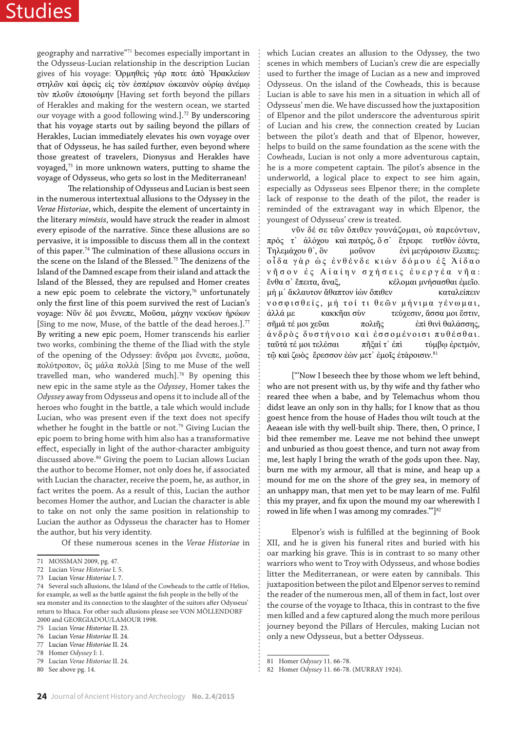geography and narrative"[71] becomes especially important in the Odysseus-Lucian relationship in the description Lucian gives of his voyage: Ὁρμηθεὶς γάρ ποτε ἀπὸ Ἡρακλείων στηλῶν καὶ ἀφεὶς εἰς τὸν ἑσπέριον ὠκεανὸν οὐρίῳ ἀνέμῳ τὸν πλοῦν ἐποιούμην [Having set forth beyond the pillars of Herakles and making for the western ocean, we started our voyage with a good following wind.].[72] By underscoring that his voyage starts out by sailing beyond the pillars of Herakles, Lucian immediately elevates his own voyage over that of Odysseus, he has sailed further, even beyond where those greatest of travelers, Dionysus and Herakles have voyaged,[73] in more unknown waters, putting to shame the voyage of Odysseus, who gets so lost in the Mediterranean!

The relationship of Odysseus and Lucian is best seen in the numerous intertextual allusions to the Odyssey in the *Verae Historiae*, which, despite the element of uncertainty in the literary *mimēsis*, would have struck the reader in almost every episode of the narrative. Since these allusions are so pervasive, it is impossible to discuss them all in the context of this paper.[74] The culmination of these allusions occurs in the scene on the Island of the Blessed.[75] The denizens of the Island of the Damned escape from their island and attack the Island of the Blessed, they are repulsed and Homer creates a new epic poem to celebrate the victory,[76] unfortunately only the first line of this poem survived the rest of Lucian's voyage: Νῦν δέ μοι ἔννεπε, Μοῦσα, μάχην νεκύων ἡρώων [Sing to me now, Muse, of the battle of the dead heroes.].[77] By writing a new epic poem, Homer transcends his earlier two works, combining the theme of the Iliad with the style of the opening of the Odyssey: ἄνδρα μοι ἔννεπε, μοῦσα, πολύτροπον, ὃς μάλα πολλὰ [Sing to me Muse of the well travelled man, who wandered much].[78] By opening this new epic in the same style as the *Odyssey*, Homer takes the *Odyssey* away from Odysseus and opens it to include all of the heroes who fought in the battle, a tale which would include Lucian, who was present even if the text does not specify whether he fought in the battle or not.[79] Giving Lucian the epic poem to bring home with him also has a transformative effect, especially in light of the author-character ambiguity discussed above.[80] Giving the poem to Lucian allows Lucian the author to become Homer, not only does he, if associated with Lucian the character, receive the poem, he, as author, in fact writes the poem. As a result of this, Lucian the author becomes Homer the author, and Lucian the character is able to take on not only the same position in relationship to Lucian the author as Odysseus the character has to Homer the author, but his very identity.

Of these numerous scenes in the *Verae Historiae* in which Lucian creates an allusion to the Odyssey, the two scenes in which members of Lucian's crew die are especially used to further the image of Lucian as a new and improved Odysseus. On the island of the Cowheads, this is because Lucian is able to save his men in a situation in which all of Odysseus' men die. We have discussed how the juxtaposition of Elpenor and the pilot underscore the adventurous spirit of Lucian and his crew, the connection created by Lucian between the pilot's death and that of Elpenor, however, helps to build on the same foundation as the scene with the Cowheads, Lucian is not only a more adventurous captain, he is a more competent captain. The pilot's absence in the underworld, a logical place to expect to see him again, especially as Odysseus sees Elpenor there; in the complete lack of response to the death of the pilot, the reader is reminded of the extravagant way in which Elpenor, the youngest of Odysseus' crew is treated.

νῦν δέ σε τῶν ὄπιθεν γουνάζομαι, οὐ παρεόντων,
πρός τ᾽ ἀλόχου καὶ πατρός, ὅ σ᾽ ἔτρεφε τυτθὸν ἐόντα,
Τηλεμάχου θ᾽, ὃν μοῦνον ἐνὶ μεγάροισιν ἔλειπες:
οἶδα γὰρ ὡς ἐνθένδε κιὼν δόμου ἐξ Ἀίδαο
νῆσον ἐς Αἰαίην σχήσεις ἐυεργέα νῆα:
ἔνθα σ᾽ ἔπειτα, ἄναξ, κέλομαι μνήσασθαι ἐμεῖο.
μή μ᾽ ἄκλαυτον ἄθαπτον ἰὼν ὄπιθεν καταλείπειν
νοσφισθείς, μή τοί τι θεῶν μήνιμα γένωμαι,
ἀλλά με κακκῆαι σὺν τεύχεσιν, ἅσσα μοι ἔστιν,
σῆμά τέ μοι χεῦαι πολιῆς ἐπὶ θινὶ θαλάσσης,
ἀνδρὸς δυστήνοιο καὶ ἐσσομένοισι πυθέσθαι.
ταῦτά τέ μοι τελέσαι πῆξαί τ᾽ ἐπὶ τύμβῳ ἐρετμόν,
τῷ καὶ ζωὸς ἔρεσσον ἐὼν μετ᾽ ἐμοῖς ἑτάροισιν.[81]

["'Now I beseech thee by those whom we left behind, who are not present with us, by thy wife and thy father who reared thee when a babe, and by Telemachus whom thou didst leave an only son in thy halls; for I know that as thou goest hence from the house of Hades thou wilt touch at the Aeaean isle with thy well-built ship. There, then, O prince, I bid thee remember me. Leave me not behind thee unwept and unburied as thou goest thence, and turn not away from me, lest haply I bring the wrath of the gods upon thee. Nay, burn me with my armour, all that is mine, and heap up a mound for me on the shore of the grey sea, in memory of an unhappy man, that men yet to be may learn of me. Fulfil this my prayer, and fix upon the mound my oar wherewith I rowed in life when I was among my comrades.'"][82]

Elpenor's wish is fulfilled at the beginning of Book XII, and he is given his funeral rites and buried with his oar marking his grave. This is in contrast to so many other warriors who went to Troy with Odysseus, and whose bodies litter the Mediterranean, or were eaten by cannibals. This juxtaposition between the pilot and Elpenor serves to remind the reader of the numerous men, all of them in fact, lost over the course of the voyage to Ithaca, this in contrast to the five men killed and a few captured along the much more perilous journey beyond the Pillars of Hercules, making Lucian not only a new Odysseus, but a better Odysseus.

---

71 MOSSMAN 2009, pg. 47.
72 Lucian *Verae Historiae* I. 5.
73 Lucian *Verae Historiae* I. 7.
74 Several such allusions, the Island of the Cowheads to the cattle of Helios, for example, as well as the battle against the fish people in the belly of the sea monster and its connection to the slaughter of the suitors after Odysseus' return to Ithaca. For other such allusions please see VON MÖLLENDORF 2000 and GEORGIADOU/LAMOUR 1998.
75 Lucian *Verae Historiae* II. 23.
76 Lucian *Verae Historiae* II. 24.
77 Lucian *Verae Historiae* II. 24.
78 Homer *Odyssey* I: 1.
79 Lucian *Verae Historiae* II. 24.
80 See above pg. 14.
81 Homer *Odyssey* 11. 66-78.
82 Homer *Odyssey* 11. 66-78. (MURRAY 1924).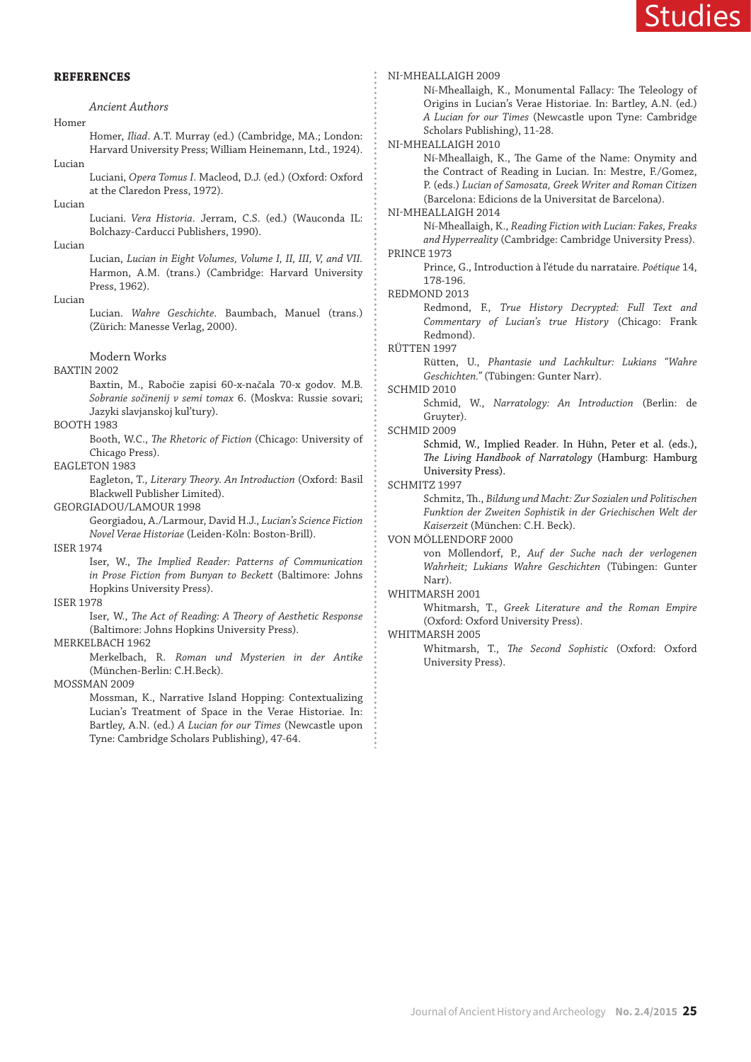## REFERENCES

### *Ancient Authors*

Homer

Homer, *Iliad*. A.T. Murray (ed.) (Cambridge, MA.; London: Harvard University Press; William Heinemann, Ltd., 1924).

Lucian

Luciani, *Opera Tomus I*. Macleod, D.J. (ed.) (Oxford: Oxford at the Claredon Press, 1972).

Lucian

Luciani. *Vera Historia*. Jerram, C.S. (ed.) (Wauconda IL: Bolchazy-Carducci Publishers, 1990).

Lucian

Lucian, *Lucian in Eight Volumes, Volume I, II, III, V, and VII.* Harmon, A.M. (trans.) (Cambridge: Harvard University Press, 1962).

Lucian

Lucian. *Wahre Geschichte*. Baumbach, Manuel (trans.) (Zürich: Manesse Verlag, 2000).

### Modern Works

BAXTIN 2002

Baxtin, M., Rabočie zapisi 60-x-načala 70-x godov. M.B. *Sobranie sočinenij v semi tomax* 6. (Moskva: Russie sovari; Jazyki slavjanskoj kul'tury).

BOOTH 1983

Booth, W.C., *The Rhetoric of Fiction* (Chicago: University of Chicago Press).

EAGLETON 1983

Eagleton, T., *Literary Theory. An Introduction* (Oxford: Basil Blackwell Publisher Limited).

GEORGIADOU/LAMOUR 1998

Georgiadou, A./Larmour, David H.J., *Lucian's Science Fiction Novel Verae Historiae* (Leiden-Köln: Boston-Brill).

ISER 1974

Iser, W., *The Implied Reader: Patterns of Communication in Prose Fiction from Bunyan to Beckett* (Baltimore: Johns Hopkins University Press).

ISER 1978

Iser, W., *The Act of Reading: A Theory of Aesthetic Response* (Baltimore: Johns Hopkins University Press).

MERKELBACH 1962

Merkelbach, R. *Roman und Mysterien in der Antike* (München-Berlin: C.H.Beck).

MOSSMAN 2009

Mossman, K., Narrative Island Hopping: Contextualizing Lucian's Treatment of Space in the Verae Historiae. In: Bartley, A.N. (ed.) *A Lucian for our Times* (Newcastle upon Tyne: Cambridge Scholars Publishing), 47-64.

NI-MHEALLAIGH 2009

Ní-Mheallaigh, K., Monumental Fallacy: The Teleology of Origins in Lucian's Verae Historiae. In: Bartley, A.N. (ed.) *A Lucian for our Times* (Newcastle upon Tyne: Cambridge Scholars Publishing), 11-28.

NI-MHEALLAIGH 2010

Ní-Mheallaigh, K., The Game of the Name: Onymity and the Contract of Reading in Lucian. In: Mestre, F./Gomez, P. (eds.) *Lucian of Samosata, Greek Writer and Roman Citizen* (Barcelona: Edicions de la Universitat de Barcelona).

NI-MHEALLAIGH 2014

Ní-Mheallaigh, K., *Reading Fiction with Lucian: Fakes, Freaks and Hyperreality* (Cambridge: Cambridge University Press).

PRINCE 1973

Prince, G., Introduction à l'étude du narrataire. *Poétique* 14, 178-196.

REDMOND 2013

Redmond, F., *True History Decrypted: Full Text and Commentary of Lucian's true History* (Chicago: Frank Redmond).

RÜTTEN 1997

Rütten, U., *Phantasie und Lachkultur: Lukians "Wahre Geschichten."* (Tübingen: Gunter Narr).

SCHMID 2010

Schmid, W., *Narratology: An Introduction* (Berlin: de Gruyter).

SCHMID 2009

Schmid, W., Implied Reader. In Hühn, Peter et al. (eds.), *The Living Handbook of Narratology* (Hamburg: Hamburg University Press).

SCHMITZ 1997

Schmitz, Th., *Bildung und Macht: Zur Sozialen und Politischen Funktion der Zweiten Sophistik in der Griechischen Welt der Kaiserzeit* (München: C.H. Beck).

VON MÖLLENDORF 2000

von Möllendorf, P., *Auf der Suche nach der verlogenen Wahrheit; Lukians Wahre Geschichten* (Tübingen: Gunter Narr).

WHITMARSH 2001

Whitmarsh, T., *Greek Literature and the Roman Empire* (Oxford: Oxford University Press).

WHITMARSH 2005

Whitmarsh, T., *The Second Sophistic* (Oxford: Oxford University Press).